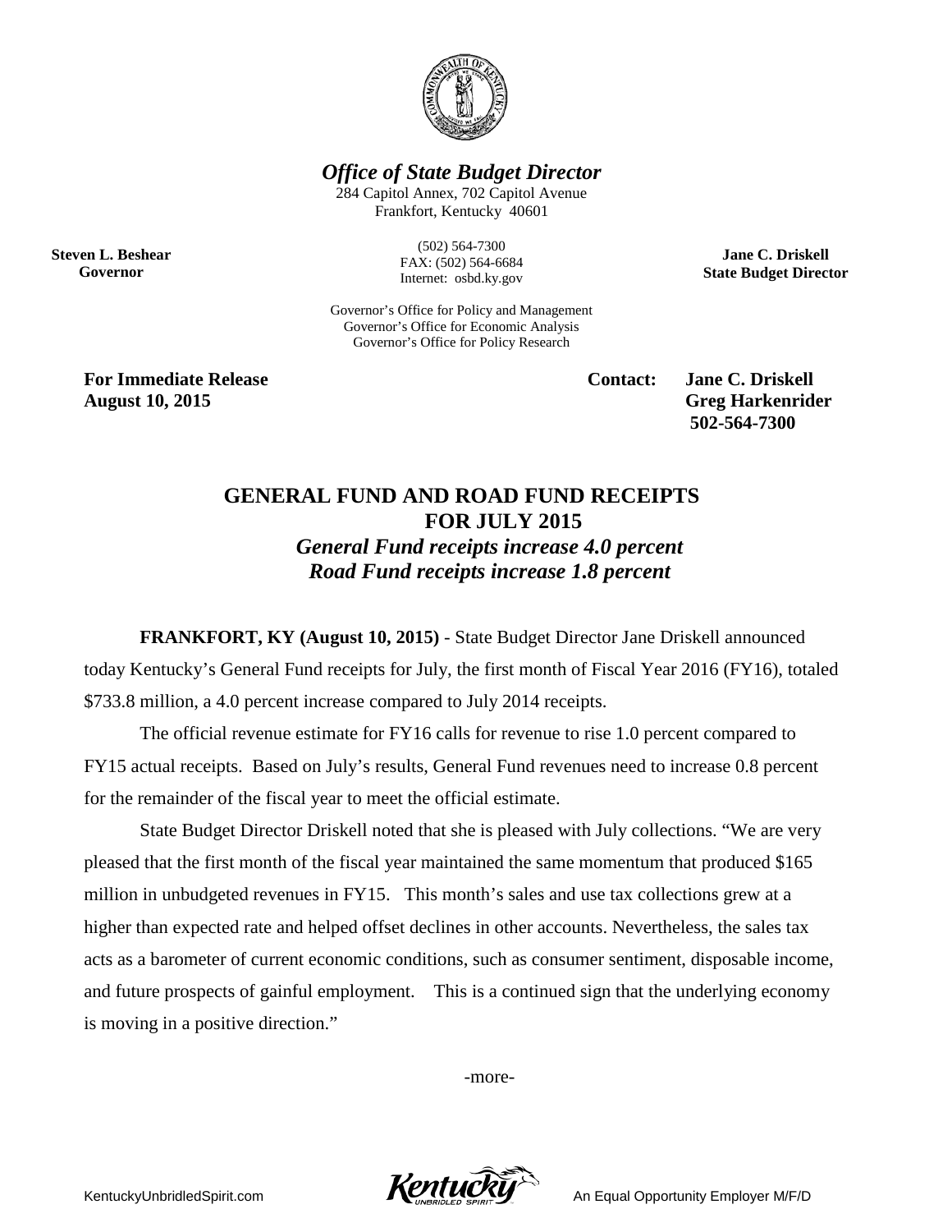***Office of State Budget Director***

284 Capitol Annex, 702 Capitol Avenue
Frankfort, Kentucky 40601

(502) 564-7300
FAX: (502) 564-6684
Internet: osbd.ky.gov

Governor's Office for Policy and Management
Governor's Office for Economic Analysis
Governor's Office for Policy Research

**Steven L. Beshear**
**Governor**

**Jane C. Driskell**
**State Budget Director**

**For Immediate Release**
**August 10, 2015**

**Contact: Jane C. Driskell**
**Greg Harkenrider**
**502-564-7300**

## GENERAL FUND AND ROAD FUND RECEIPTS FOR JULY 2015

***General Fund receipts increase 4.0 percent***
***Road Fund receipts increase 1.8 percent***

**FRANKFORT, KY (August 10, 2015)** - State Budget Director Jane Driskell announced today Kentucky's General Fund receipts for July, the first month of Fiscal Year 2016 (FY16), totaled $733.8 million, a 4.0 percent increase compared to July 2014 receipts.

The official revenue estimate for FY16 calls for revenue to rise 1.0 percent compared to FY15 actual receipts. Based on July's results, General Fund revenues need to increase 0.8 percent for the remainder of the fiscal year to meet the official estimate.

State Budget Director Driskell noted that she is pleased with July collections. "We are very pleased that the first month of the fiscal year maintained the same momentum that produced $165 million in unbudgeted revenues in FY15. This month's sales and use tax collections grew at a higher than expected rate and helped offset declines in other accounts. Nevertheless, the sales tax acts as a barometer of current economic conditions, such as consumer sentiment, disposable income, and future prospects of gainful employment. This is a continued sign that the underlying economy is moving in a positive direction."

-more-

KentuckyUnbridledSpirit.com An Equal Opportunity Employer M/F/D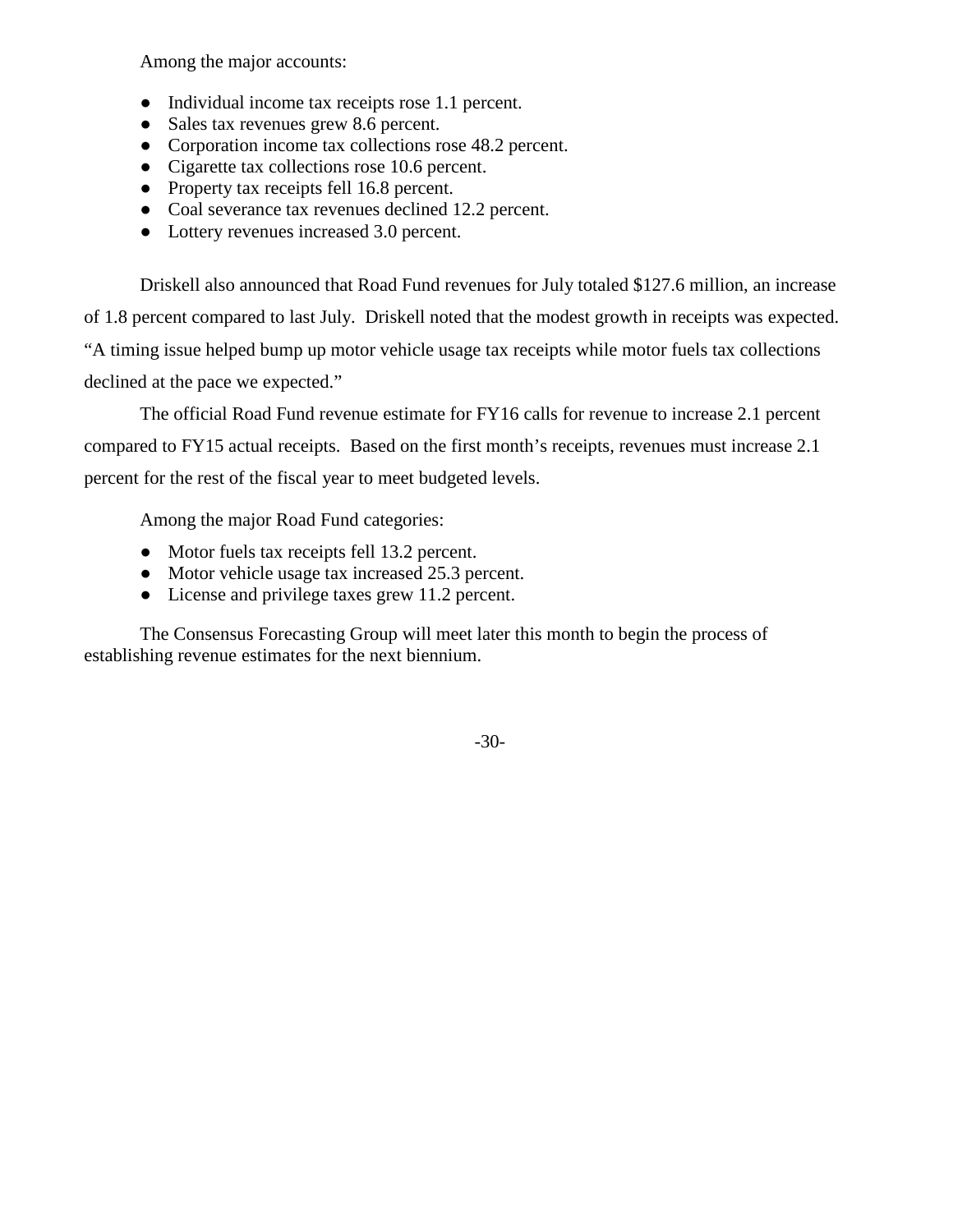Among the major accounts:

- Individual income tax receipts rose 1.1 percent.
- Sales tax revenues grew 8.6 percent.
- Corporation income tax collections rose 48.2 percent.
- Cigarette tax collections rose 10.6 percent.
- Property tax receipts fell 16.8 percent.
- Coal severance tax revenues declined 12.2 percent.
- Lottery revenues increased 3.0 percent.

Driskell also announced that Road Fund revenues for July totaled $127.6 million, an increase of 1.8 percent compared to last July. Driskell noted that the modest growth in receipts was expected. "A timing issue helped bump up motor vehicle usage tax receipts while motor fuels tax collections declined at the pace we expected."

The official Road Fund revenue estimate for FY16 calls for revenue to increase 2.1 percent compared to FY15 actual receipts. Based on the first month's receipts, revenues must increase 2.1 percent for the rest of the fiscal year to meet budgeted levels.

Among the major Road Fund categories:

- Motor fuels tax receipts fell 13.2 percent.
- Motor vehicle usage tax increased 25.3 percent.
- License and privilege taxes grew 11.2 percent.

The Consensus Forecasting Group will meet later this month to begin the process of establishing revenue estimates for the next biennium.

-30-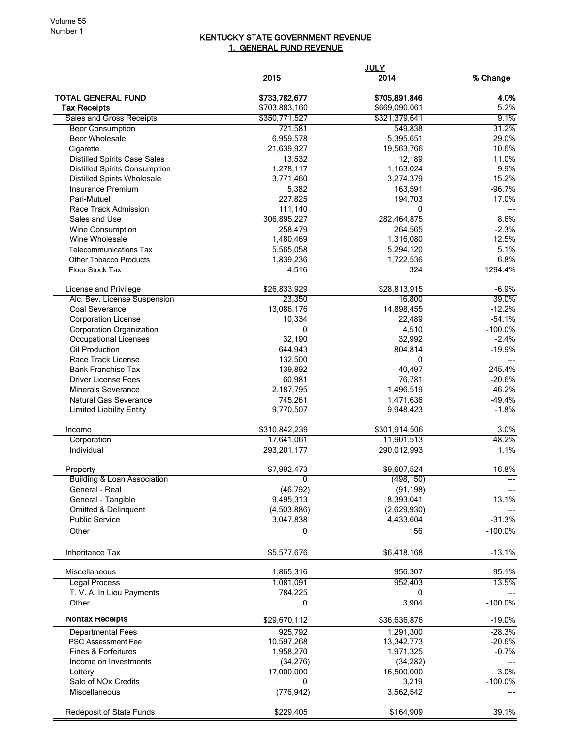# KENTUCKY STATE GOVERNMENT REVENUE

## 1. GENERAL FUND REVENUE

| | JULY 2015 | JULY 2014 | % Change |
|---|---|---|---|
| **TOTAL GENERAL FUND** | **$733,782,677** | **$705,891,846** | **4.0%** |
| **Tax Receipts** | $703,883,160 | $669,090,061 | 5.2% |
| Sales and Gross Receipts | $350,771,527 | $321,379,641 | 9.1% |
| Beer Consumption | 721,581 | 549,838 | 31.2% |
| Beer Wholesale | 6,959,578 | 5,395,651 | 29.0% |
| Cigarette | 21,639,927 | 19,563,766 | 10.6% |
| Distilled Spirits Case Sales | 13,532 | 12,189 | 11.0% |
| Distilled Spirits Consumption | 1,278,117 | 1,163,024 | 9.9% |
| Distilled Spirits Wholesale | 3,771,460 | 3,274,379 | 15.2% |
| Insurance Premium | 5,382 | 163,591 | -96.7% |
| Pari-Mutuel | 227,825 | 194,703 | 17.0% |
| Race Track Admission | 111,140 | 0 | --- |
| Sales and Use | 306,895,227 | 282,464,875 | 8.6% |
| Wine Consumption | 258,479 | 264,565 | -2.3% |
| Wine Wholesale | 1,480,469 | 1,316,080 | 12.5% |
| Telecommunications Tax | 5,565,058 | 5,294,120 | 5.1% |
| Other Tobacco Products | 1,839,236 | 1,722,536 | 6.8% |
| Floor Stock Tax | 4,516 | 324 | 1294.4% |
| License and Privilege | $26,833,929 | $28,813,915 | -6.9% |
| Alc. Bev. License Suspension | 23,350 | 16,800 | 39.0% |
| Coal Severance | 13,086,176 | 14,898,455 | -12.2% |
| Corporation License | 10,334 | 22,489 | -54.1% |
| Corporation Organization | 0 | 4,510 | -100.0% |
| Occupational Licenses | 32,190 | 32,992 | -2.4% |
| Oil Production | 644,943 | 804,814 | -19.9% |
| Race Track License | 132,500 | 0 | --- |
| Bank Franchise Tax | 139,892 | 40,497 | 245.4% |
| Driver License Fees | 60,981 | 76,781 | -20.6% |
| Minerals Severance | 2,187,795 | 1,496,519 | 46.2% |
| Natural Gas Severance | 745,261 | 1,471,636 | -49.4% |
| Limited Liability Entity | 9,770,507 | 9,948,423 | -1.8% |
| Income | $310,842,239 | $301,914,506 | 3.0% |
| Corporation | 17,641,061 | 11,901,513 | 48.2% |
| Individual | 293,201,177 | 290,012,993 | 1.1% |
| Property | $7,992,473 | $9,607,524 | -16.8% |
| Building & Loan Association | 0 | (498,150) | --- |
| General - Real | (46,792) | (91,198) | --- |
| General - Tangible | 9,495,313 | 8,393,041 | 13.1% |
| Omitted & Delinquent | (4,503,886) | (2,629,930) | --- |
| Public Service | 3,047,838 | 4,433,604 | -31.3% |
| Other | 0 | 156 | -100.0% |
| Inheritance Tax | $5,577,676 | $6,418,168 | -13.1% |
| Miscellaneous | 1,865,316 | 956,307 | 95.1% |
| Legal Process | 1,081,091 | 952,403 | 13.5% |
| T. V. A. In Lieu Payments | 784,225 | 0 | --- |
| Other | 0 | 3,904 | -100.0% |
| **Nontax Receipts** | $29,670,112 | $36,636,876 | -19.0% |
| Departmental Fees | 925,792 | 1,291,300 | -28.3% |
| PSC Assessment Fee | 10,597,268 | 13,342,773 | -20.6% |
| Fines & Forfeitures | 1,958,270 | 1,971,325 | -0.7% |
| Income on Investments | (34,276) | (34,282) | --- |
| Lottery | 17,000,000 | 16,500,000 | 3.0% |
| Sale of NOx Credits | 0 | 3,219 | -100.0% |
| Miscellaneous | (776,942) | 3,562,542 | --- |
| Redeposit of State Funds | $229,405 | $164,909 | 39.1% |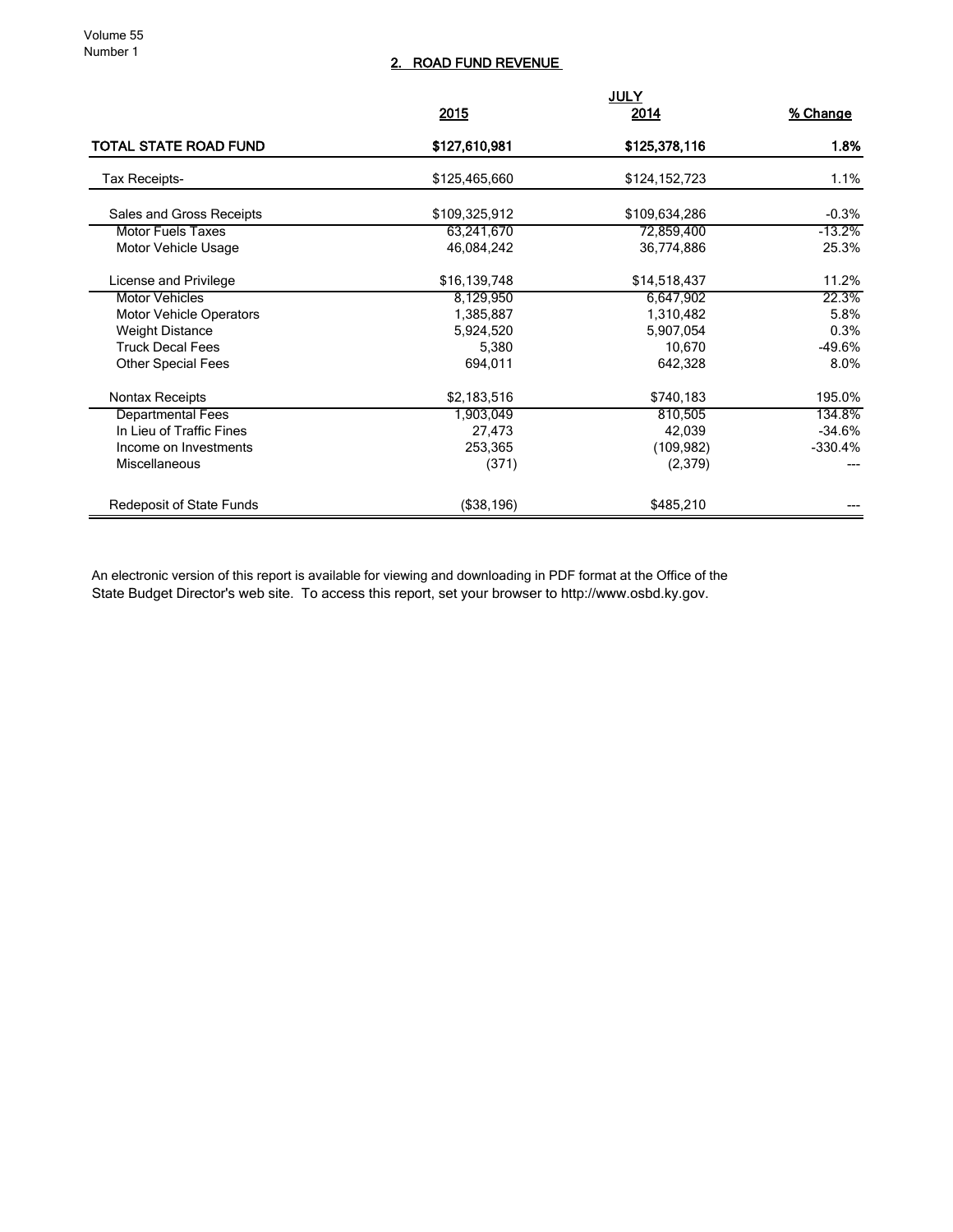## 2. ROAD FUND REVENUE

| | JULY | | |
|---|---|---|---|
| | 2015 | 2014 | % Change |
| **TOTAL STATE ROAD FUND** | **$127,610,981** | **$125,378,116** | **1.8%** |
| Tax Receipts- | $125,465,660 | $124,152,723 | 1.1% |
| Sales and Gross Receipts | $109,325,912 | $109,634,286 | -0.3% |
| Motor Fuels Taxes | 63,241,670 | 72,859,400 | -13.2% |
| Motor Vehicle Usage | 46,084,242 | 36,774,886 | 25.3% |
| License and Privilege | $16,139,748 | $14,518,437 | 11.2% |
| Motor Vehicles | 8,129,950 | 6,647,902 | 22.3% |
| Motor Vehicle Operators | 1,385,887 | 1,310,482 | 5.8% |
| Weight Distance | 5,924,520 | 5,907,054 | 0.3% |
| Truck Decal Fees | 5,380 | 10,670 | -49.6% |
| Other Special Fees | 694,011 | 642,328 | 8.0% |
| Nontax Receipts | $2,183,516 | $740,183 | 195.0% |
| Departmental Fees | 1,903,049 | 810,505 | 134.8% |
| In Lieu of Traffic Fines | 27,473 | 42,039 | -34.6% |
| Income on Investments | 253,365 | (109,982) | -330.4% |
| Miscellaneous | (371) | (2,379) | --- |
| Redeposit of State Funds | ($38,196) | $485,210 | --- |

An electronic version of this report is available for viewing and downloading in PDF format at the Office of the State Budget Director's web site. To access this report, set your browser to http://www.osbd.ky.gov.